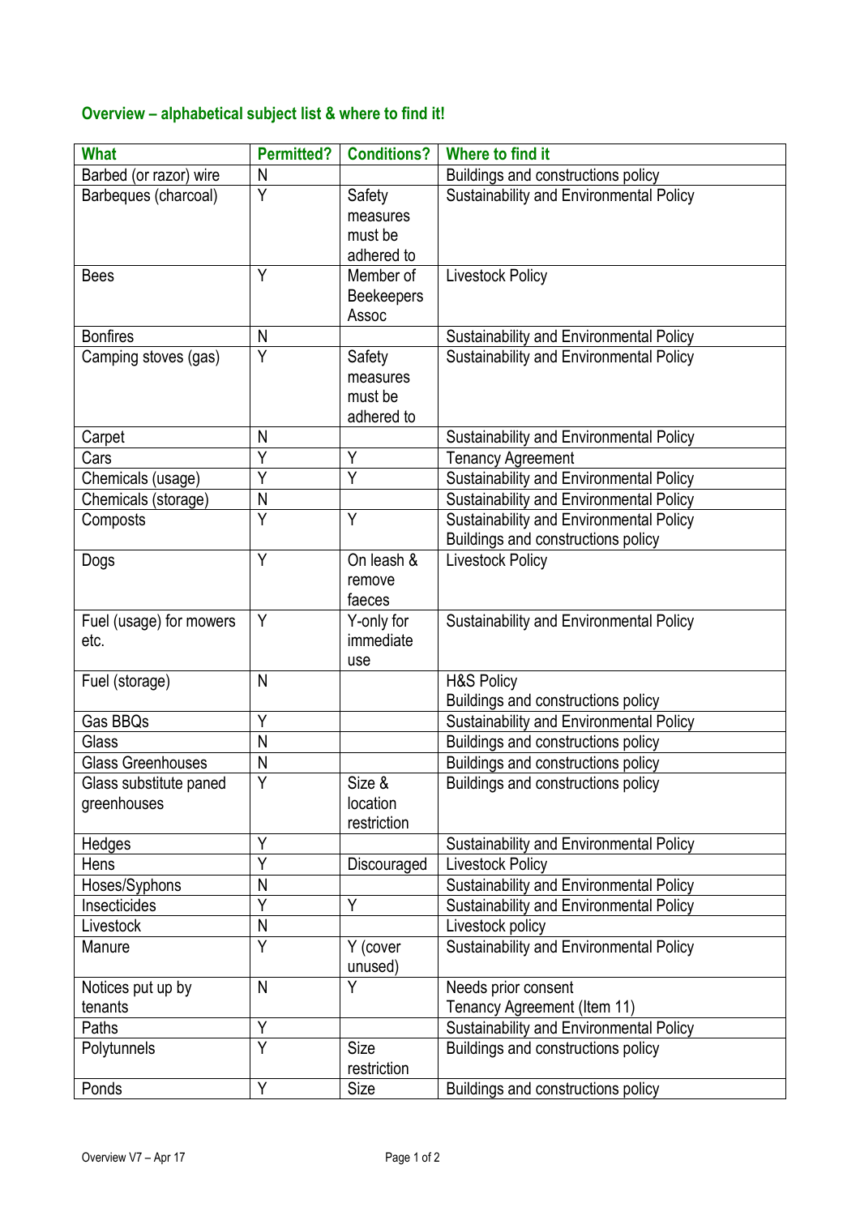## Overview – alphabetical subject list & where to find it!

| What | Permitted? | Conditions? | Where to find it |
|---|---|---|---|
| Barbed (or razor) wire | N | | Buildings and constructions policy |
| Barbeques (charcoal) | Y | Safety measures must be adhered to | Sustainability and Environmental Policy |
| Bees | Y | Member of Beekeepers Assoc | Livestock Policy |
| Bonfires | N | | Sustainability and Environmental Policy |
| Camping stoves (gas) | Y | Safety measures must be adhered to | Sustainability and Environmental Policy |
| Carpet | N | | Sustainability and Environmental Policy |
| Cars | Y | Y | Tenancy Agreement |
| Chemicals (usage) | Y | Y | Sustainability and Environmental Policy |
| Chemicals (storage) | N | | Sustainability and Environmental Policy |
| Composts | Y | Y | Sustainability and Environmental Policy<br>Buildings and constructions policy |
| Dogs | Y | On leash & remove faeces | Livestock Policy |
| Fuel (usage) for mowers etc. | Y | Y-only for immediate use | Sustainability and Environmental Policy |
| Fuel (storage) | N | | H&S Policy<br>Buildings and constructions policy |
| Gas BBQs | Y | | Sustainability and Environmental Policy |
| Glass | N | | Buildings and constructions policy |
| Glass Greenhouses | N | | Buildings and constructions policy |
| Glass substitute paned greenhouses | Y | Size & location restriction | Buildings and constructions policy |
| Hedges | Y | | Sustainability and Environmental Policy |
| Hens | Y | Discouraged | Livestock Policy |
| Hoses/Syphons | N | | Sustainability and Environmental Policy |
| Insecticides | Y | Y | Sustainability and Environmental Policy |
| Livestock | N | | Livestock policy |
| Manure | Y | Y (cover unused) | Sustainability and Environmental Policy |
| Notices put up by tenants | N | Y | Needs prior consent<br>Tenancy Agreement (Item 11) |
| Paths | Y | | Sustainability and Environmental Policy |
| Polytunnels | Y | Size restriction | Buildings and constructions policy |
| Ponds | Y | Size | Buildings and constructions policy |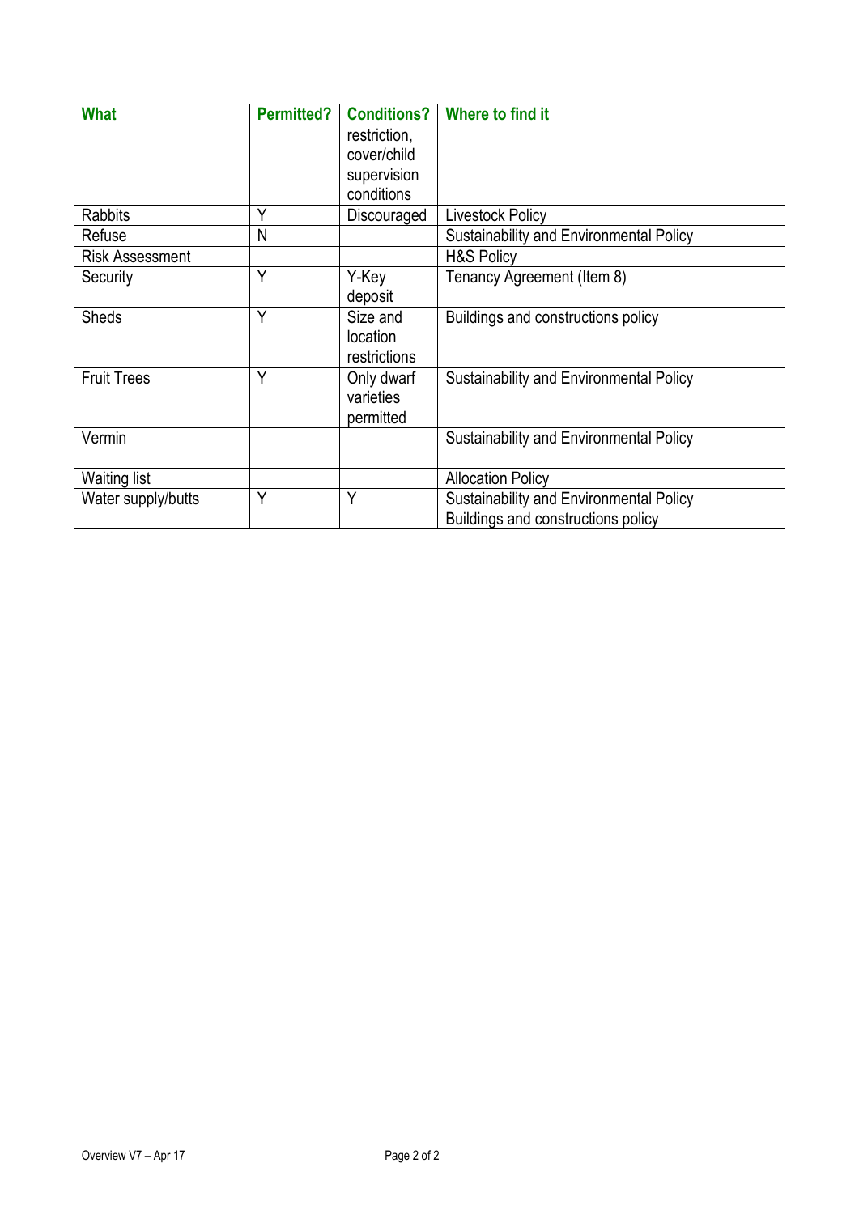| What | Permitted? | Conditions? | Where to find it |
|---|---|---|---|
| | | restriction, cover/child supervision conditions | |
| Rabbits | Y | Discouraged | Livestock Policy |
| Refuse | N | | Sustainability and Environmental Policy |
| Risk Assessment | | | H&S Policy |
| Security | Y | Y-Key deposit | Tenancy Agreement (Item 8) |
| Sheds | Y | Size and location restrictions | Buildings and constructions policy |
| Fruit Trees | Y | Only dwarf varieties permitted | Sustainability and Environmental Policy |
| Vermin | | | Sustainability and Environmental Policy |
| Waiting list | | | Allocation Policy |
| Water supply/butts | Y | Y | Sustainability and Environmental Policy<br>Buildings and constructions policy |

Overview V7 – Apr 17